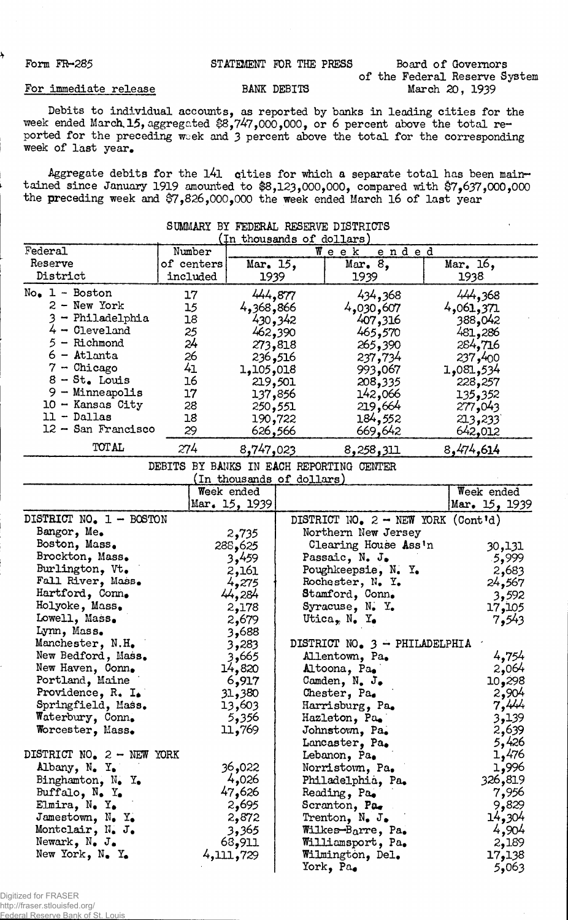Form FR-285 | STATEMENT FOR THE PRESS | Board of Governors of the Federal Reserve System

For immediate release | BANK DEBITS | March 20, 1939

Debits to individual accounts, as reported by banks in leading cities for the week ended March 15, aggregated $8,747,000,000, or 6 percent above the total reported for the preceding week and 3 percent above the total for the corresponding week of last year.

Aggregate debits for the 141 cities for which a separate total has been maintained since January 1919 amounted to $8,123,000,000, compared with $7,637,000,000 the preceding week and $7,826,000,000 the week ended March 16 of last year

## SUMMARY BY FEDERAL RESERVE DISTRICTS
(In thousands of dollars)

| Federal Reserve District | Number of centers included | Week ended Mar. 15, 1939 | Week ended Mar. 8, 1939 | Week ended Mar. 16, 1938 |
|---|---|---|---|---|
| No. 1 - Boston | 17 | 444,877 | 434,368 | 444,368 |
| 2 - New York | 15 | 4,368,866 | 4,030,607 | 4,061,371 |
| 3 - Philadelphia | 18 | 430,342 | 407,316 | 388,042 |
| 4 - Cleveland | 25 | 462,390 | 465,570 | 481,286 |
| 5 - Richmond | 24 | 273,818 | 265,390 | 284,716 |
| 6 - Atlanta | 26 | 236,516 | 237,734 | 237,400 |
| 7 - Chicago | 41 | 1,105,018 | 993,067 | 1,081,534 |
| 8 - St. Louis | 16 | 219,501 | 208,335 | 228,257 |
| 9 - Minneapolis | 17 | 137,856 | 142,066 | 135,352 |
| 10 - Kansas City | 28 | 250,551 | 219,664 | 277,043 |
| 11 - Dallas | 18 | 190,722 | 184,552 | 213,233 |
| 12 - San Francisco | 29 | 626,566 | 669,642 | 642,012 |
| TOTAL | 274 | 8,747,023 | 8,258,311 | 8,474,614 |

## DEBITS BY BANKS IN EACH REPORTING CENTER
(In thousands of dollars)

| | Week ended Mar. 15, 1939 | | Week ended Mar. 15, 1939 |
|---|---|---|---|
| DISTRICT NO. 1 - BOSTON | | DISTRICT NO. 2 - NEW YORK (Cont'd) | |
| Bangor, Me. | 2,735 | Northern New Jersey Clearing House Ass'n | 30,131 |
| Boston, Mass. | 288,625 | Passaic, N. J. | 5,999 |
| Brockton, Mass. | 3,459 | Poughkeepsie, N. Y. | 2,683 |
| Burlington, Vt. | 2,161 | Rochester, N. Y. | 24,567 |
| Fall River, Mass. | 4,275 | Stamford, Conn. | 3,592 |
| Hartford, Conn. | 44,284 | Syracuse, N. Y. | 17,105 |
| Holyoke, Mass. | 2,178 | Utica, N. Y. | 7,543 |
| Lowell, Mass. | 2,679 | | |
| Lynn, Mass. | 3,688 | | |
| Manchester, N.H. | 3,283 | DISTRICT NO. 3 - PHILADELPHIA | |
| New Bedford, Mass. | 3,665 | Allentown, Pa. | 4,754 |
| New Haven, Conn. | 14,820 | Altoona, Pa. | 2,064 |
| Portland, Maine | 6,917 | Camden, N. J. | 10,298 |
| Providence, R. I. | 31,380 | Chester, Pa. | 2,904 |
| Springfield, Mass. | 13,603 | Harrisburg, Pa. | 7,444 |
| Waterbury, Conn. | 5,356 | Hazleton, Pa. | 3,139 |
| Worcester, Mass. | 11,769 | Johnstown, Pa. | 2,639 |
| | | Lancaster, Pa. | 5,426 |
| DISTRICT NO. 2 - NEW YORK | | Lebanon, Pa. | 1,476 |
| Albany, N. Y. | 36,022 | Norristown, Pa. | 1,996 |
| Binghamton, N. Y. | 4,026 | Philadelphia, Pa. | 326,819 |
| Buffalo, N. Y. | 47,626 | Reading, Pa. | 7,956 |
| Elmira, N. Y. | 2,695 | Scranton, Pa. | 9,829 |
| Jamestown, N. Y. | 2,872 | Trenton, N. J. | 14,304 |
| Montclair, N. J. | 3,365 | Wilkes-Barre, Pa. | 4,904 |
| Newark, N. J. | 68,911 | Williamsport, Pa. | 2,189 |
| New York, N. Y. | 4,111,729 | Wilmington, Del. | 17,138 |
| | | York, Pa. | 5,063 |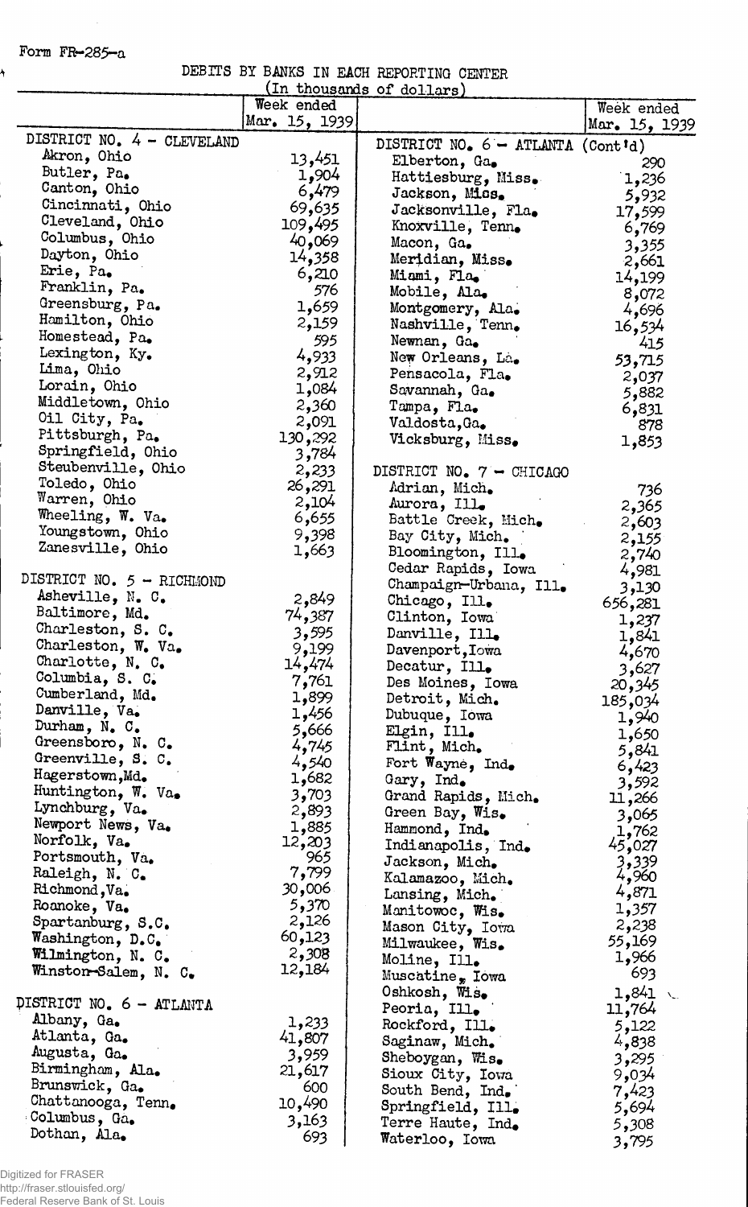Form FR-285-a

DEBITS BY BANKS IN EACH REPORTING CENTER

(In thousands of dollars)

| | Week ended Mar. 15, 1939 | | Week ended Mar. 15, 1939 |
|---|---|---|---|
| DISTRICT NO. 4 - CLEVELAND | | DISTRICT NO. 6 - ATLANTA (Cont'd) | |
| Akron, Ohio | 13,451 | Elberton, Ga. | 290 |
| Butler, Pa. | 1,904 | Hattiesburg, Miss. | 1,236 |
| Canton, Ohio | 6,479 | Jackson, Miss. | 5,932 |
| Cincinnati, Ohio | 69,635 | Jacksonville, Fla. | 17,599 |
| Cleveland, Ohio | 109,495 | Knoxville, Tenn. | 6,769 |
| Columbus, Ohio | 40,069 | Macon, Ga. | 3,355 |
| Dayton, Ohio | 14,358 | Meridian, Miss. | 2,661 |
| Erie, Pa. | 6,210 | Miami, Fla. | 14,199 |
| Franklin, Pa. | 576 | Mobile, Ala. | 8,072 |
| Greensburg, Pa. | 1,659 | Montgomery, Ala. | 4,696 |
| Hamilton, Ohio | 2,159 | Nashville, Tenn. | 16,534 |
| Homestead, Pa. | 595 | Newnan, Ga. | 415 |
| Lexington, Ky. | 4,933 | New Orleans, La. | 53,715 |
| Lima, Ohio | 2,912 | Pensacola, Fla. | 2,037 |
| Lorain, Ohio | 1,084 | Savannah, Ga. | 5,882 |
| Middletown, Ohio | 2,360 | Tampa, Fla. | 6,831 |
| Oil City, Pa. | 2,091 | Valdosta, Ga. | 878 |
| Pittsburgh, Pa. | 130,292 | Vicksburg, Miss. | 1,853 |
| Springfield, Ohio | 3,784 | | |
| Steubenville, Ohio | 2,233 | DISTRICT NO. 7 - CHICAGO | |
| Toledo, Ohio | 26,291 | Adrian, Mich. | 736 |
| Warren, Ohio | 2,104 | Aurora, Ill. | 2,365 |
| Wheeling, W. Va. | 6,655 | Battle Creek, Mich. | 2,603 |
| Youngstown, Ohio | 9,398 | Bay City, Mich. | 2,155 |
| Zanesville, Ohio | 1,663 | Bloomington, Ill. | 2,740 |
| | | Cedar Rapids, Iowa | 4,981 |
| DISTRICT NO. 5 - RICHMOND | | Champaign-Urbana, Ill. | 3,130 |
| Asheville, N. C. | 2,849 | Chicago, Ill. | 656,281 |
| Baltimore, Md. | 74,387 | Clinton, Iowa | 1,237 |
| Charleston, S. C. | 3,595 | Danville, Ill. | 1,841 |
| Charleston, W. Va. | 9,199 | Davenport, Iowa | 4,670 |
| Charlotte, N. C. | 14,474 | Decatur, Ill. | 3,627 |
| Columbia, S. C. | 7,761 | Des Moines, Iowa | 20,345 |
| Cumberland, Md. | 1,899 | Detroit, Mich. | 185,034 |
| Danville, Va. | 1,456 | Dubuque, Iowa | 1,940 |
| Durham, N. C. | 5,666 | Elgin, Ill. | 1,650 |
| Greensboro, N. C. | 4,745 | Flint, Mich. | 5,841 |
| Greenville, S. C. | 4,540 | Fort Wayne, Ind. | 6,423 |
| Hagerstown, Md. | 1,682 | Gary, Ind. | 3,592 |
| Huntington, W. Va. | 3,703 | Grand Rapids, Mich. | 11,266 |
| Lynchburg, Va. | 2,893 | Green Bay, Wis. | 3,065 |
| Newport News, Va. | 1,885 | Hammond, Ind. | 1,762 |
| Norfolk, Va. | 12,203 | Indianapolis, Ind. | 45,027 |
| Portsmouth, Va. | 965 | Jackson, Mich. | 3,339 |
| Raleigh, N. C. | 7,799 | Kalamazoo, Mich. | 4,960 |
| Richmond, Va. | 30,006 | Lansing, Mich. | 4,871 |
| Roanoke, Va. | 5,370 | Manitowoc, Wis. | 1,357 |
| Spartanburg, S.C. | 2,126 | Mason City, Iowa | 2,238 |
| Washington, D.C. | 60,123 | Milwaukee, Wis. | 55,169 |
| Wilmington, N. C. | 2,308 | Moline, Ill. | 1,966 |
| Winston-Salem, N. C. | 12,184 | Muscatine, Iowa | 693 |
| | | Oshkosh, Wis. | 1,841 |
| DISTRICT NO. 6 - ATLANTA | | Peoria, Ill. | 11,764 |
| Albany, Ga. | 1,233 | Rockford, Ill. | 5,122 |
| Atlanta, Ga. | 41,807 | Saginaw, Mich. | 4,838 |
| Augusta, Ga. | 3,959 | Sheboygan, Wis. | 3,295 |
| Birmingham, Ala. | 21,617 | Sioux City, Iowa | 9,034 |
| Brunswick, Ga. | 600 | South Bend, Ind. | 7,423 |
| Chattanooga, Tenn. | 10,490 | Springfield, Ill. | 5,694 |
| Columbus, Ga. | 3,163 | Terre Haute, Ind. | 5,308 |
| Dothan, Ala. | 693 | Waterloo, Iowa | 3,795 |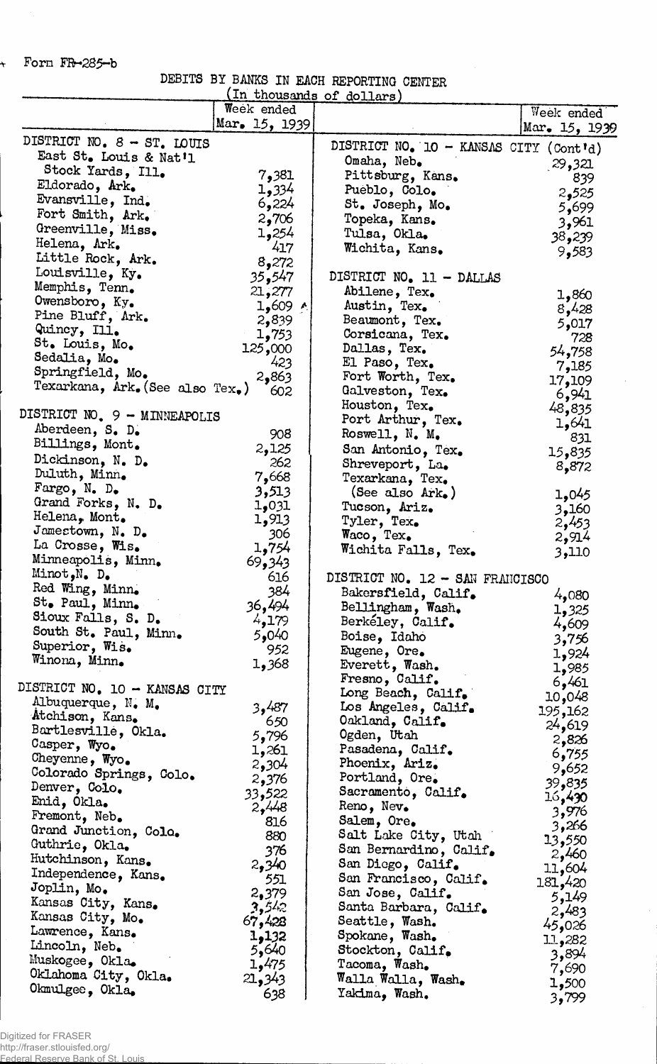Form FR-285-b

DEBITS BY BANKS IN EACH REPORTING CENTER

(In thousands of dollars)

| | Week ended Mar. 15, 1939 |
|---|---|
| **DISTRICT NO. 8 - ST. LOUIS** | |
| East St. Louis & Nat'l Stock Yards, Ill. | 7,381 |
| Eldorado, Ark. | 1,334 |
| Evansville, Ind. | 6,224 |
| Fort Smith, Ark. | 2,706 |
| Greenville, Miss. | 1,254 |
| Helena, Ark. | 417 |
| Little Rock, Ark. | 8,272 |
| Louisville, Ky. | 35,547 |
| Memphis, Tenn. | 21,277 |
| Owensboro, Ky. | 1,609 |
| Pine Bluff, Ark. | 2,839 |
| Quincy, Ill. | 1,753 |
| St. Louis, Mo. | 125,000 |
| Sedalia, Mo. | 423 |
| Springfield, Mo. | 2,863 |
| Texarkana, Ark. (See also Tex.) | 602 |
| **DISTRICT NO. 9 - MINNEAPOLIS** | |
| Aberdeen, S. D. | 908 |
| Billings, Mont. | 2,125 |
| Dickinson, N. D. | 262 |
| Duluth, Minn. | 7,668 |
| Fargo, N. D. | 3,513 |
| Grand Forks, N. D. | 1,031 |
| Helena, Mont. | 1,913 |
| Jamestown, N. D. | 306 |
| La Crosse, Wis. | 1,754 |
| Minneapolis, Minn. | 69,343 |
| Minot, N. D. | 616 |
| Red Wing, Minn. | 384 |
| St. Paul, Minn. | 36,494 |
| Sioux Falls, S. D. | 4,179 |
| South St. Paul, Minn. | 5,040 |
| Superior, Wis. | 952 |
| Winona, Minn. | 1,368 |
| **DISTRICT NO. 10 - KANSAS CITY** | |
| Albuquerque, N. M. | 3,487 |
| Atchison, Kans. | 650 |
| Bartlesville, Okla. | 5,796 |
| Casper, Wyo. | 1,261 |
| Cheyenne, Wyo. | 2,304 |
| Colorado Springs, Colo. | 2,376 |
| Denver, Colo. | 33,522 |
| Enid, Okla. | 2,448 |
| Fremont, Neb. | 816 |
| Grand Junction, Colo. | 880 |
| Guthrie, Okla. | 376 |
| Hutchinson, Kans. | 2,340 |
| Independence, Kans. | 551 |
| Joplin, Mo. | 2,379 |
| Kansas City, Kans. | 3,542 |
| Kansas City, Mo. | 67,428 |
| Lawrence, Kans. | 1,132 |
| Lincoln, Neb. | 5,640 |
| Muskogee, Okla. | 1,475 |
| Oklahoma City, Okla. | 21,343 |
| Okmulgee, Okla. | 638 |
| **DISTRICT NO. 10 - KANSAS CITY (Cont'd)** | |
| Omaha, Neb. | 29,321 |
| Pittsburg, Kans. | 839 |
| Pueblo, Colo. | 2,525 |
| St. Joseph, Mo. | 5,699 |
| Topeka, Kans. | 3,961 |
| Tulsa, Okla. | 38,239 |
| Wichita, Kans. | 9,583 |
| **DISTRICT NO. 11 - DALLAS** | |
| Abilene, Tex. | 1,860 |
| Austin, Tex. | 8,428 |
| Beaumont, Tex. | 5,017 |
| Corsicana, Tex. | 728 |
| Dallas, Tex. | 54,758 |
| El Paso, Tex. | 7,185 |
| Fort Worth, Tex. | 17,109 |
| Galveston, Tex. | 6,941 |
| Houston, Tex. | 48,835 |
| Port Arthur, Tex. | 1,641 |
| Roswell, N. M. | 831 |
| San Antonio, Tex. | 15,835 |
| Shreveport, La. | 8,872 |
| Texarkana, Tex. (See also Ark.) | 1,045 |
| Tucson, Ariz. | 3,160 |
| Tyler, Tex. | 2,453 |
| Waco, Tex. | 2,914 |
| Wichita Falls, Tex. | 3,110 |
| **DISTRICT NO. 12 - SAN FRANCISCO** | |
| Bakersfield, Calif. | 4,080 |
| Bellingham, Wash. | 1,325 |
| Berkeley, Calif. | 4,609 |
| Boise, Idaho | 3,756 |
| Eugene, Ore. | 1,924 |
| Everett, Wash. | 1,985 |
| Fresno, Calif. | 6,461 |
| Long Beach, Calif. | 10,048 |
| Los Angeles, Calif. | 195,162 |
| Oakland, Calif. | 24,619 |
| Ogden, Utah | 2,826 |
| Pasadena, Calif. | 6,755 |
| Phoenix, Ariz. | 9,652 |
| Portland, Ore. | 39,835 |
| Sacramento, Calif. | 16,430 |
| Reno, Nev. | 3,976 |
| Salem, Ore. | 3,266 |
| Salt Lake City, Utah | 13,550 |
| San Bernardino, Calif. | 2,460 |
| San Diego, Calif. | 11,604 |
| San Francisco, Calif. | 181,420 |
| San Jose, Calif. | 5,149 |
| Santa Barbara, Calif. | 2,483 |
| Seattle, Wash. | 45,026 |
| Spokane, Wash. | 11,282 |
| Stockton, Calif. | 3,894 |
| Tacoma, Wash. | 7,690 |
| Walla Walla, Wash. | 1,500 |
| Yakima, Wash. | 3,799 |